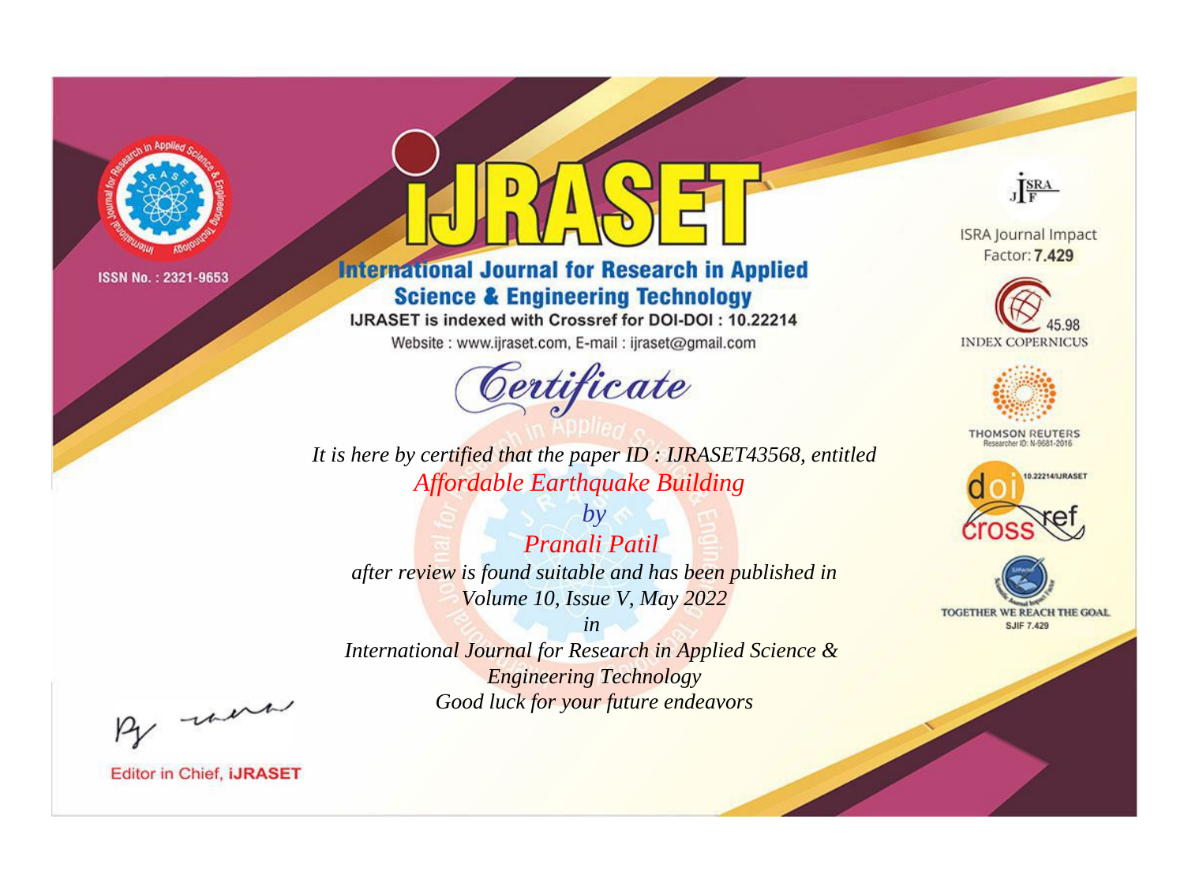ISSN No. : 2321-9653

# iJRASET

## International Journal for Research in Applied Science & Engineering Technology

IJRASET is indexed with Crossref for DOI-DOI : 10.22214

Website : www.ijraset.com, E-mail : ijraset@gmail.com

# *Certificate*

*It is here by certified that the paper ID : IJRASET43568, entitled*

*Affordable Earthquake Building*

*by*

*Pranali Patil*

*after review is found suitable and has been published in*

*Volume 10, Issue V, May 2022*

*in*

*International Journal for Research in Applied Science & Engineering Technology*

*Good luck for your future endeavors*

ISRA Journal Impact Factor: **7.429**

45.98 INDEX COPERNICUS

THOMSON REUTERS Researcher ID: N-9681-2016

10.22214/IJRASET

TOGETHER WE REACH THE GOAL SJIF 7.429

Editor in Chief, **iJRASET**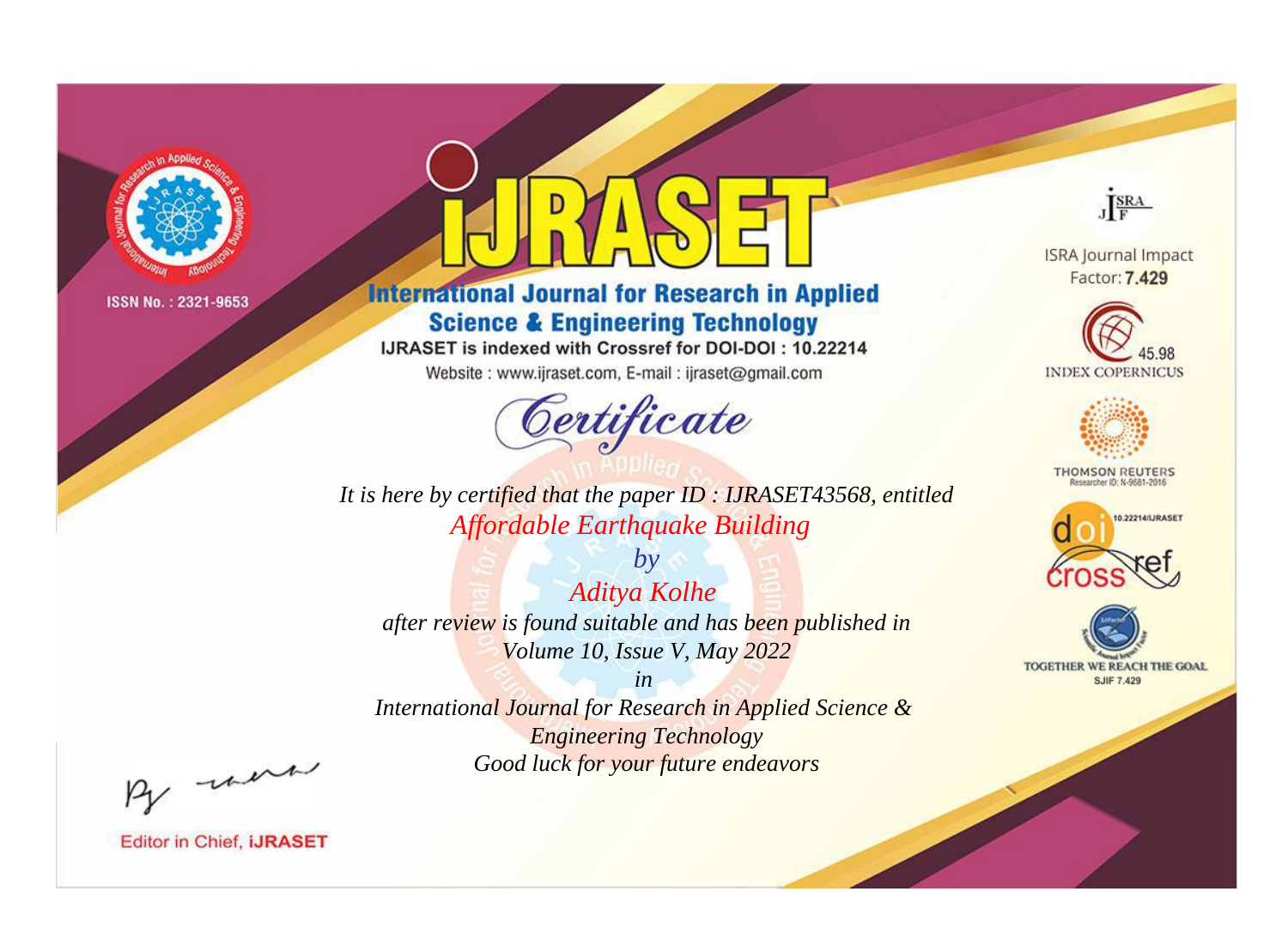ISSN No. : 2321-9653

# IJRASET

## International Journal for Research in Applied Science & Engineering Technology

IJRASET is indexed with Crossref for DOI-DOI : 10.22214

Website : www.ijraset.com, E-mail : ijraset@gmail.com

ISRA Journal Impact Factor: **7.429**

45.98 INDEX COPERNICUS

THOMSON REUTERS Researcher ID: N-9681-2016

10.22214/IJRASET

TOGETHER WE REACH THE GOAL SJIF 7.429

# *Certificate*

*It is here by certified that the paper ID : IJRASET43568, entitled*

*Affordable Earthquake Building*

*by*

*Aditya Kolhe*

*after review is found suitable and has been published in*

*Volume 10, Issue V, May 2022*

*in*

*International Journal for Research in Applied Science & Engineering Technology*

*Good luck for your future endeavors*

Editor in Chief, **IJRASET**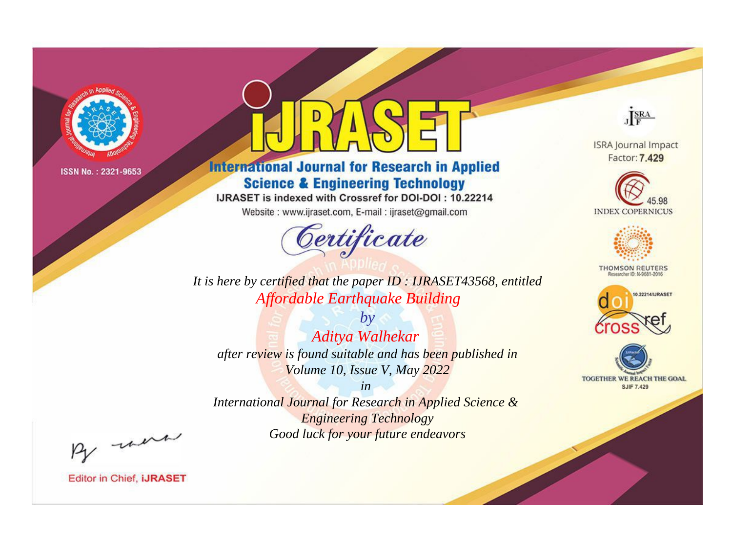ISSN No. : 2321-9653

# IJRASET

## International Journal for Research in Applied Science & Engineering Technology

IJRASET is indexed with Crossref for DOI-DOI : 10.22214

Website : www.ijraset.com, E-mail : ijraset@gmail.com

*Certificate*

*It is here by certified that the paper ID : IJRASET43568, entitled*

*Affordable Earthquake Building*

*by*

*Aditya Walhekar*

*after review is found suitable and has been published in*

*Volume 10, Issue V, May 2022*

*in*

*International Journal for Research in Applied Science & Engineering Technology*

*Good luck for your future endeavors*

ISRA Journal Impact Factor: **7.429**

45.98 INDEX COPERNICUS

THOMSON REUTERS Researcher ID: N-9681-2016

10.22214/IJRASET

TOGETHER WE REACH THE GOAL SJIF 7.429

Editor in Chief, **iJRASET**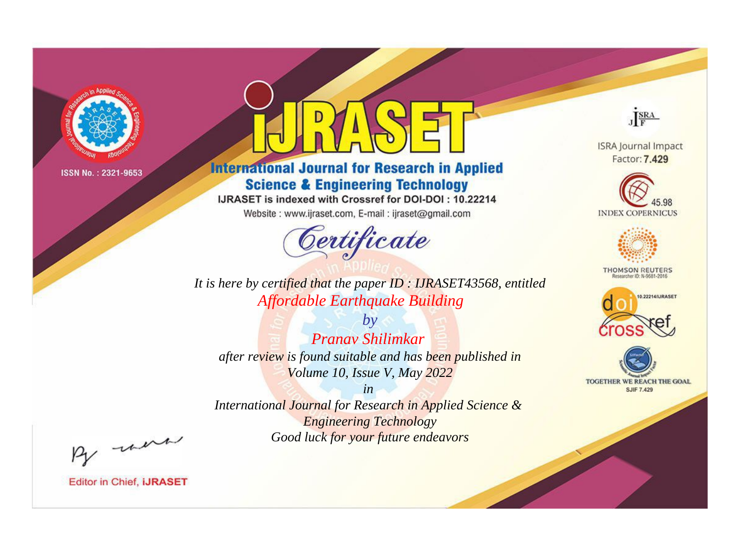ISSN No. : 2321-9653

# IJRASET

## International Journal for Research in Applied Science & Engineering Technology

IJRASET is indexed with Crossref for DOI-DOI : 10.22214

Website : www.ijraset.com, E-mail : ijraset@gmail.com

## Certificate

*It is here by certified that the paper ID : IJRASET43568, entitled*

*Affordable Earthquake Building*

*by*

*Pranav Shilimkar*

*after review is found suitable and has been published in*

*Volume 10, Issue V, May 2022*

*in*

*International Journal for Research in Applied Science & Engineering Technology*

*Good luck for your future endeavors*

ISRA Journal Impact Factor: **7.429**

45.98 INDEX COPERNICUS

THOMSON REUTERS Researcher ID: N-9681-2016

10.22214/IJRASET

TOGETHER WE REACH THE GOAL SJIF 7.429

Editor in Chief, **iJRASET**